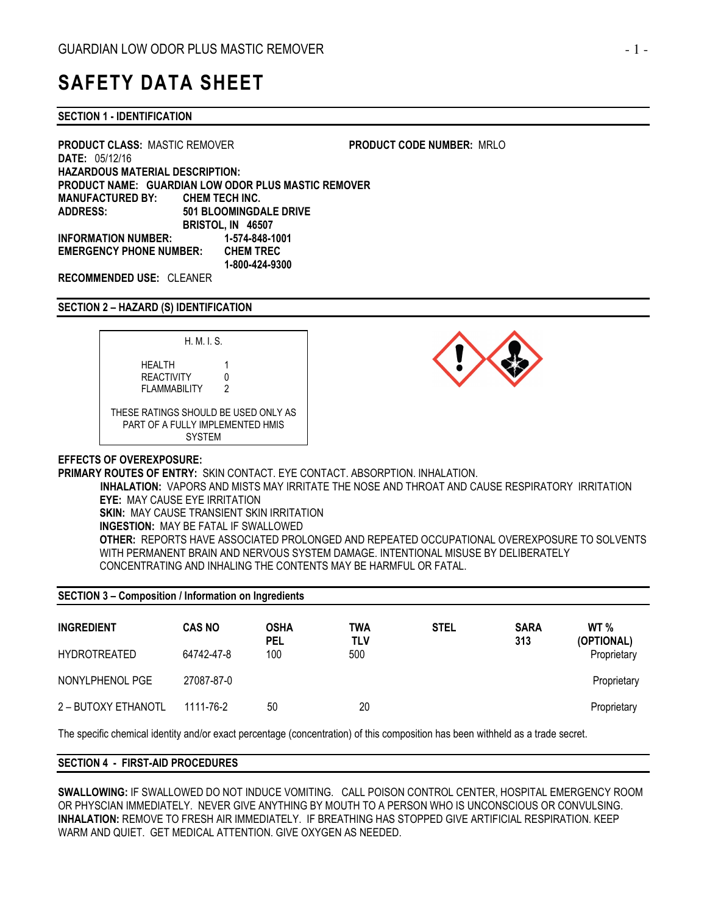# SAFETY DATA SHEET

## SECTION 1 - IDENTIFICATION

**PRODUCT CLASS:** MASTIC REMOVER **PRODUCT CODE NUMBER:** MRLO
**DATE:** 05/12/16
**HAZARDOUS MATERIAL DESCRIPTION:**
**PRODUCT NAME: GUARDIAN LOW ODOR PLUS MASTIC REMOVER**
**MANUFACTURED BY:** **CHEM TECH INC.**
**ADDRESS:** **501 BLOOMINGDALE DRIVE**
**BRISTOL, IN 46507**
**INFORMATION NUMBER:** **1-574-848-1001**
**EMERGENCY PHONE NUMBER:** **CHEM TREC**
**1-800-424-9300**
**RECOMMENDED USE:** CLEANER

## SECTION 2 – HAZARD (S) IDENTIFICATION

| H. M. I. S. | |
|---|---|
| HEALTH | 1 |
| REACTIVITY | 0 |
| FLAMMABILITY | 2 |

THESE RATINGS SHOULD BE USED ONLY AS PART OF A FULLY IMPLEMENTED HMIS SYSTEM

**EFFECTS OF OVEREXPOSURE:**
**PRIMARY ROUTES OF ENTRY:** SKIN CONTACT. EYE CONTACT. ABSORPTION. INHALATION.

- **INHALATION:** VAPORS AND MISTS MAY IRRITATE THE NOSE AND THROAT AND CAUSE RESPIRATORY IRRITATION
- **EYE:** MAY CAUSE EYE IRRITATION
- **SKIN:** MAY CAUSE TRANSIENT SKIN IRRITATION
- **INGESTION:** MAY BE FATAL IF SWALLOWED
- **OTHER:** REPORTS HAVE ASSOCIATED PROLONGED AND REPEATED OCCUPATIONAL OVEREXPOSURE TO SOLVENTS WITH PERMANENT BRAIN AND NERVOUS SYSTEM DAMAGE. INTENTIONAL MISUSE BY DELIBERATELY CONCENTRATING AND INHALING THE CONTENTS MAY BE HARMFUL OR FATAL.

## SECTION 3 – Composition / Information on Ingredients

| INGREDIENT | CAS NO | OSHA PEL | TWA TLV | STEL | SARA 313 | WT % (OPTIONAL) |
|---|---|---|---|---|---|---|
| HYDROTREATED | 64742-47-8 | 100 | 500 | | | Proprietary |
| NONYLPHENOL PGE | 27087-87-0 | | | | | Proprietary |
| 2 – BUTOXY ETHANOTL | 1111-76-2 | 50 | 20 | | | Proprietary |

The specific chemical identity and/or exact percentage (concentration) of this composition has been withheld as a trade secret.

## SECTION 4 - FIRST-AID PROCEDURES

**SWALLOWING:** IF SWALLOWED DO NOT INDUCE VOMITING. CALL POISON CONTROL CENTER, HOSPITAL EMERGENCY ROOM OR PHYSCIAN IMMEDIATELY. NEVER GIVE ANYTHING BY MOUTH TO A PERSON WHO IS UNCONSCIOUS OR CONVULSING.
**INHALATION:** REMOVE TO FRESH AIR IMMEDIATELY. IF BREATHING HAS STOPPED GIVE ARTIFICIAL RESPIRATION. KEEP WARM AND QUIET. GET MEDICAL ATTENTION. GIVE OXYGEN AS NEEDED.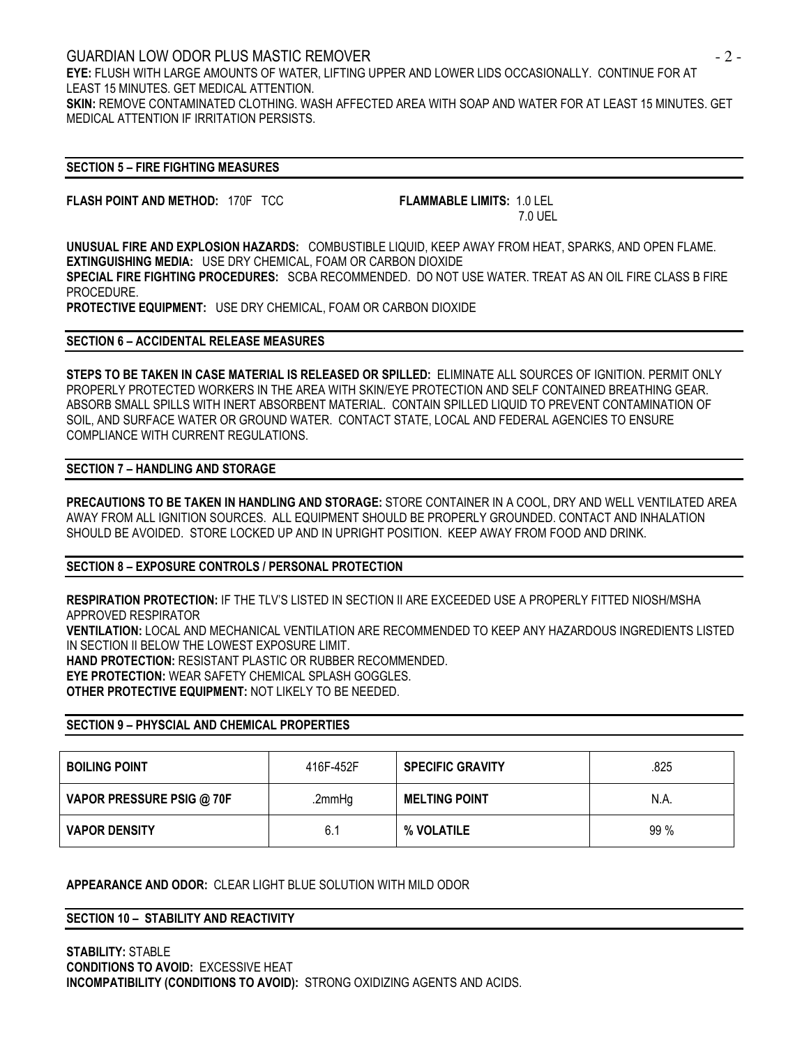**EYE:** FLUSH WITH LARGE AMOUNTS OF WATER, LIFTING UPPER AND LOWER LIDS OCCASIONALLY. CONTINUE FOR AT LEAST 15 MINUTES. GET MEDICAL ATTENTION.
**SKIN:** REMOVE CONTAMINATED CLOTHING. WASH AFFECTED AREA WITH SOAP AND WATER FOR AT LEAST 15 MINUTES. GET MEDICAL ATTENTION IF IRRITATION PERSISTS.

## SECTION 5 – FIRE FIGHTING MEASURES

**FLASH POINT AND METHOD:** 170F TCC **FLAMMABLE LIMITS:** 1.0 LEL
7.0 UEL

**UNUSUAL FIRE AND EXPLOSION HAZARDS:** COMBUSTIBLE LIQUID, KEEP AWAY FROM HEAT, SPARKS, AND OPEN FLAME.
**EXTINGUISHING MEDIA:** USE DRY CHEMICAL, FOAM OR CARBON DIOXIDE
**SPECIAL FIRE FIGHTING PROCEDURES:** SCBA RECOMMENDED. DO NOT USE WATER. TREAT AS AN OIL FIRE CLASS B FIRE PROCEDURE.
**PROTECTIVE EQUIPMENT:** USE DRY CHEMICAL, FOAM OR CARBON DIOXIDE

## SECTION 6 – ACCIDENTAL RELEASE MEASURES

**STEPS TO BE TAKEN IN CASE MATERIAL IS RELEASED OR SPILLED:** ELIMINATE ALL SOURCES OF IGNITION. PERMIT ONLY PROPERLY PROTECTED WORKERS IN THE AREA WITH SKIN/EYE PROTECTION AND SELF CONTAINED BREATHING GEAR. ABSORB SMALL SPILLS WITH INERT ABSORBENT MATERIAL. CONTAIN SPILLED LIQUID TO PREVENT CONTAMINATION OF SOIL, AND SURFACE WATER OR GROUND WATER. CONTACT STATE, LOCAL AND FEDERAL AGENCIES TO ENSURE COMPLIANCE WITH CURRENT REGULATIONS.

## SECTION 7 – HANDLING AND STORAGE

**PRECAUTIONS TO BE TAKEN IN HANDLING AND STORAGE:** STORE CONTAINER IN A COOL, DRY AND WELL VENTILATED AREA AWAY FROM ALL IGNITION SOURCES. ALL EQUIPMENT SHOULD BE PROPERLY GROUNDED. CONTACT AND INHALATION SHOULD BE AVOIDED. STORE LOCKED UP AND IN UPRIGHT POSITION. KEEP AWAY FROM FOOD AND DRINK.

## SECTION 8 – EXPOSURE CONTROLS / PERSONAL PROTECTION

**RESPIRATION PROTECTION:** IF THE TLV'S LISTED IN SECTION II ARE EXCEEDED USE A PROPERLY FITTED NIOSH/MSHA APPROVED RESPIRATOR
**VENTILATION:** LOCAL AND MECHANICAL VENTILATION ARE RECOMMENDED TO KEEP ANY HAZARDOUS INGREDIENTS LISTED IN SECTION II BELOW THE LOWEST EXPOSURE LIMIT.
**HAND PROTECTION:** RESISTANT PLASTIC OR RUBBER RECOMMENDED.
**EYE PROTECTION:** WEAR SAFETY CHEMICAL SPLASH GOGGLES.
**OTHER PROTECTIVE EQUIPMENT:** NOT LIKELY TO BE NEEDED.

## SECTION 9 – PHYSCIAL AND CHEMICAL PROPERTIES

| **BOILING POINT** | 416F-452F | **SPECIFIC GRAVITY** | .825 |
|---|---|---|---|
| **VAPOR PRESSURE PSIG @ 70F** | .2mmHg | **MELTING POINT** | N.A. |
| **VAPOR DENSITY** | 6.1 | **% VOLATILE** | 99 % |

**APPEARANCE AND ODOR:** CLEAR LIGHT BLUE SOLUTION WITH MILD ODOR

## SECTION 10 – STABILITY AND REACTIVITY

**STABILITY:** STABLE
**CONDITIONS TO AVOID:** EXCESSIVE HEAT
**INCOMPATIBILITY (CONDITIONS TO AVOID):** STRONG OXIDIZING AGENTS AND ACIDS.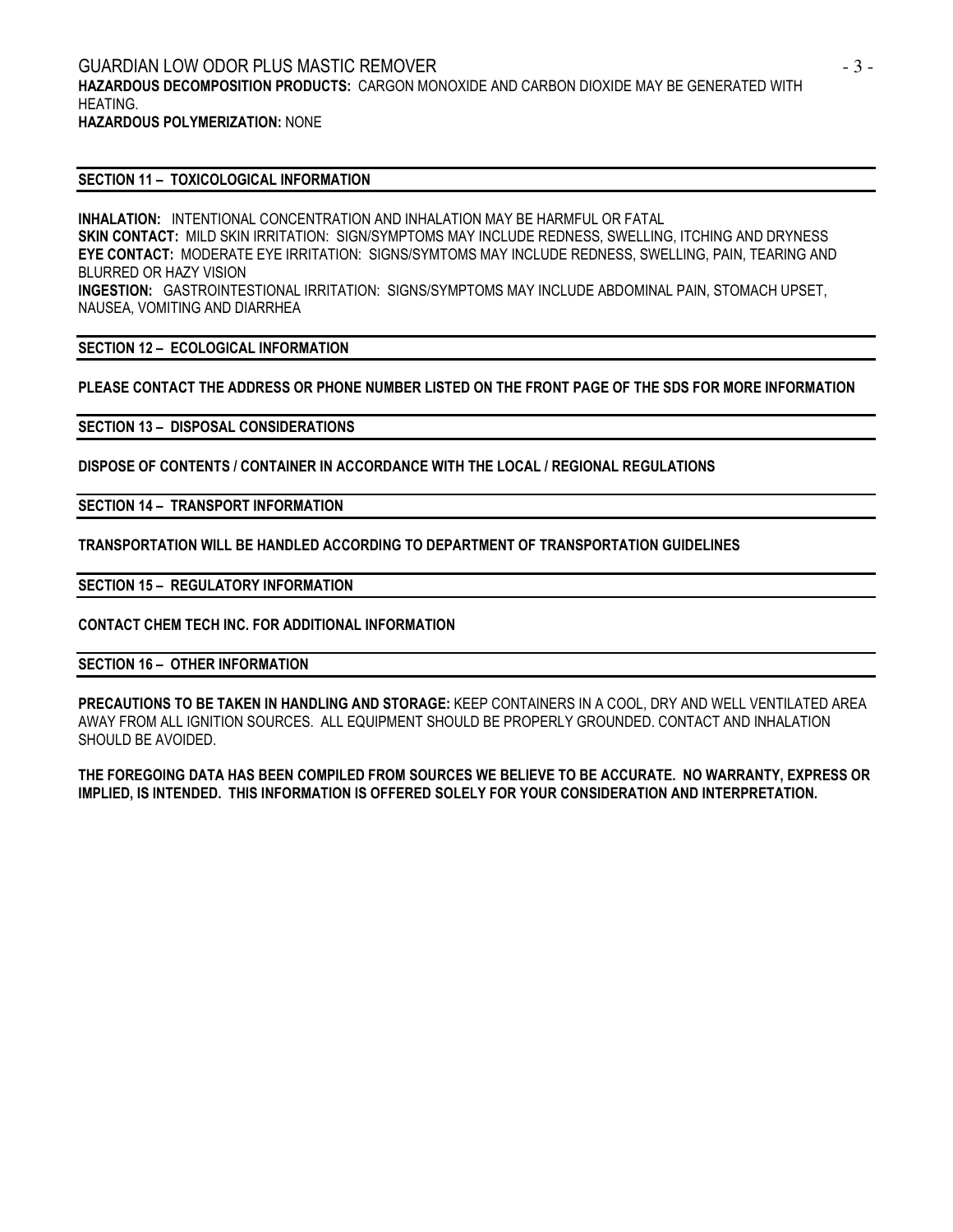**HAZARDOUS DECOMPOSITION PRODUCTS:** CARGON MONOXIDE AND CARBON DIOXIDE MAY BE GENERATED WITH HEATING.

**HAZARDOUS POLYMERIZATION:** NONE

## SECTION 11 – TOXICOLOGICAL INFORMATION

**INHALATION:** INTENTIONAL CONCENTRATION AND INHALATION MAY BE HARMFUL OR FATAL

**SKIN CONTACT:** MILD SKIN IRRITATION: SIGN/SYMPTOMS MAY INCLUDE REDNESS, SWELLING, ITCHING AND DRYNESS

**EYE CONTACT:** MODERATE EYE IRRITATION: SIGNS/SYMTOMS MAY INCLUDE REDNESS, SWELLING, PAIN, TEARING AND BLURRED OR HAZY VISION

**INGESTION:** GASTROINTESTIONAL IRRITATION: SIGNS/SYMPTOMS MAY INCLUDE ABDOMINAL PAIN, STOMACH UPSET, NAUSEA, VOMITING AND DIARRHEA

## SECTION 12 – ECOLOGICAL INFORMATION

**PLEASE CONTACT THE ADDRESS OR PHONE NUMBER LISTED ON THE FRONT PAGE OF THE SDS FOR MORE INFORMATION**

## SECTION 13 – DISPOSAL CONSIDERATIONS

**DISPOSE OF CONTENTS / CONTAINER IN ACCORDANCE WITH THE LOCAL / REGIONAL REGULATIONS**

## SECTION 14 – TRANSPORT INFORMATION

**TRANSPORTATION WILL BE HANDLED ACCORDING TO DEPARTMENT OF TRANSPORTATION GUIDELINES**

## SECTION 15 – REGULATORY INFORMATION

**CONTACT CHEM TECH INC. FOR ADDITIONAL INFORMATION**

## SECTION 16 – OTHER INFORMATION

**PRECAUTIONS TO BE TAKEN IN HANDLING AND STORAGE:** KEEP CONTAINERS IN A COOL, DRY AND WELL VENTILATED AREA AWAY FROM ALL IGNITION SOURCES. ALL EQUIPMENT SHOULD BE PROPERLY GROUNDED. CONTACT AND INHALATION SHOULD BE AVOIDED.

**THE FOREGOING DATA HAS BEEN COMPILED FROM SOURCES WE BELIEVE TO BE ACCURATE. NO WARRANTY, EXPRESS OR IMPLIED, IS INTENDED. THIS INFORMATION IS OFFERED SOLELY FOR YOUR CONSIDERATION AND INTERPRETATION.**